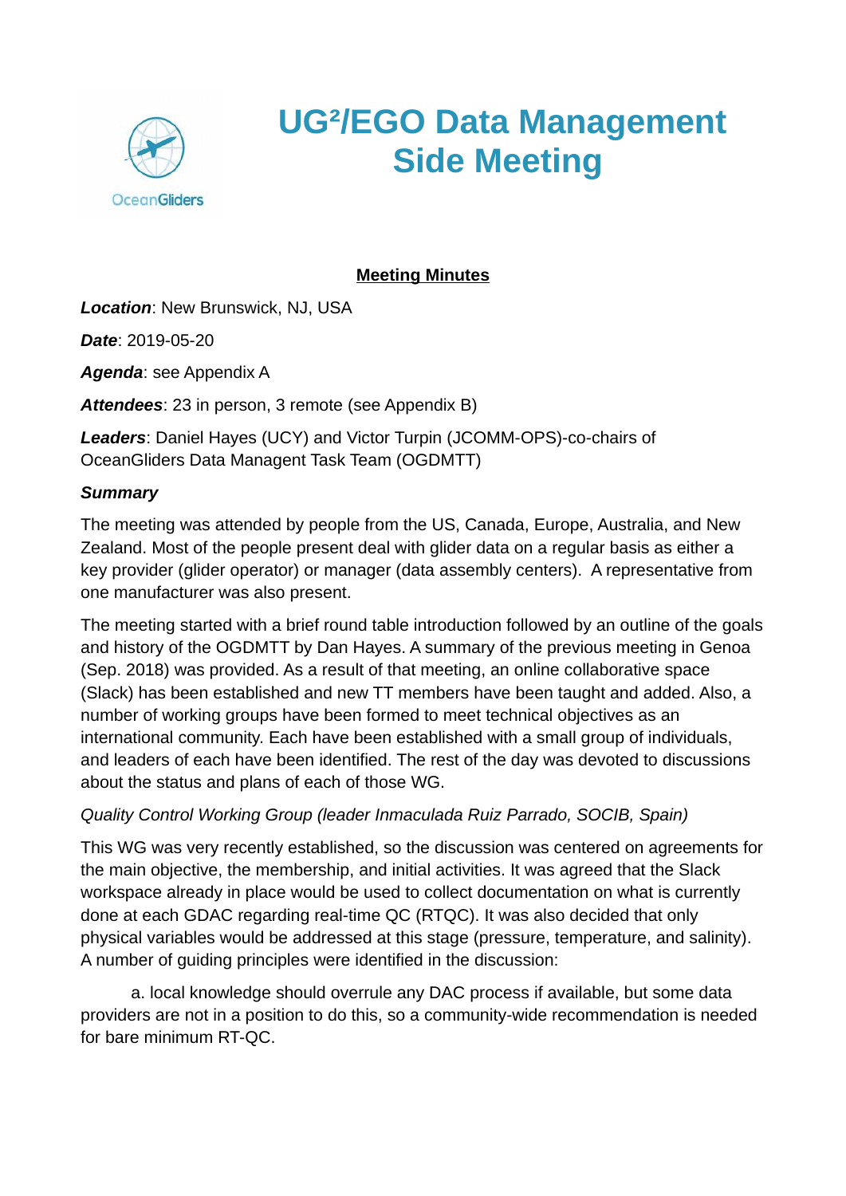OceanGliders

# UG²/EGO Data Management Side Meeting

**Meeting Minutes**

***Location***: New Brunswick, NJ, USA

***Date***: 2019-05-20

***Agenda***: see Appendix A

***Attendees***: 23 in person, 3 remote (see Appendix B)

***Leaders***: Daniel Hayes (UCY) and Victor Turpin (JCOMM-OPS)-co-chairs of OceanGliders Data Managent Task Team (OGDMTT)

***Summary***

The meeting was attended by people from the US, Canada, Europe, Australia, and New Zealand. Most of the people present deal with glider data on a regular basis as either a key provider (glider operator) or manager (data assembly centers). A representative from one manufacturer was also present.

The meeting started with a brief round table introduction followed by an outline of the goals and history of the OGDMTT by Dan Hayes. A summary of the previous meeting in Genoa (Sep. 2018) was provided. As a result of that meeting, an online collaborative space (Slack) has been established and new TT members have been taught and added. Also, a number of working groups have been formed to meet technical objectives as an international community. Each have been established with a small group of individuals, and leaders of each have been identified. The rest of the day was devoted to discussions about the status and plans of each of those WG.

*Quality Control Working Group (leader Inmaculada Ruiz Parrado, SOCIB, Spain)*

This WG was very recently established, so the discussion was centered on agreements for the main objective, the membership, and initial activities. It was agreed that the Slack workspace already in place would be used to collect documentation on what is currently done at each GDAC regarding real-time QC (RTQC). It was also decided that only physical variables would be addressed at this stage (pressure, temperature, and salinity). A number of guiding principles were identified in the discussion:

a. local knowledge should overrule any DAC process if available, but some data providers are not in a position to do this, so a community-wide recommendation is needed for bare minimum RT-QC.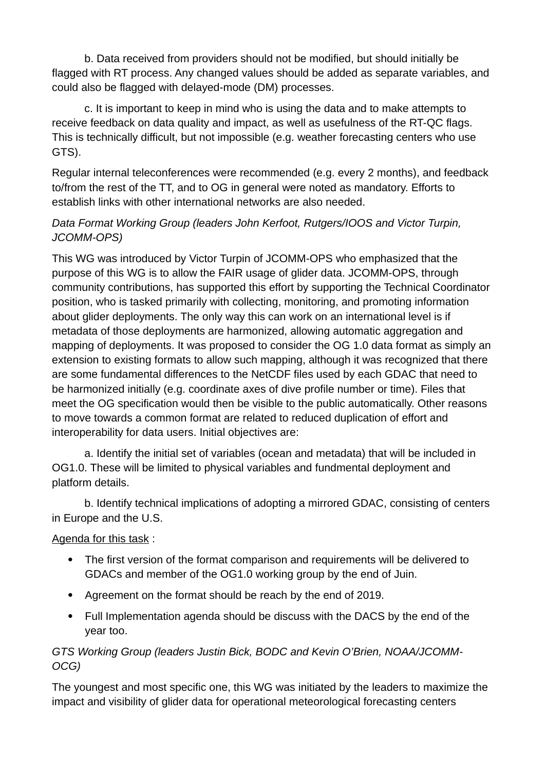b. Data received from providers should not be modified, but should initially be flagged with RT process. Any changed values should be added as separate variables, and could also be flagged with delayed-mode (DM) processes.

c. It is important to keep in mind who is using the data and to make attempts to receive feedback on data quality and impact, as well as usefulness of the RT-QC flags. This is technically difficult, but not impossible (e.g. weather forecasting centers who use GTS).

Regular internal teleconferences were recommended (e.g. every 2 months), and feedback to/from the rest of the TT, and to OG in general were noted as mandatory. Efforts to establish links with other international networks are also needed.

*Data Format Working Group (leaders John Kerfoot, Rutgers/IOOS and Victor Turpin, JCOMM-OPS)*

This WG was introduced by Victor Turpin of JCOMM-OPS who emphasized that the purpose of this WG is to allow the FAIR usage of glider data. JCOMM-OPS, through community contributions, has supported this effort by supporting the Technical Coordinator position, who is tasked primarily with collecting, monitoring, and promoting information about glider deployments. The only way this can work on an international level is if metadata of those deployments are harmonized, allowing automatic aggregation and mapping of deployments. It was proposed to consider the OG 1.0 data format as simply an extension to existing formats to allow such mapping, although it was recognized that there are some fundamental differences to the NetCDF files used by each GDAC that need to be harmonized initially (e.g. coordinate axes of dive profile number or time). Files that meet the OG specification would then be visible to the public automatically. Other reasons to move towards a common format are related to reduced duplication of effort and interoperability for data users. Initial objectives are:

a. Identify the initial set of variables (ocean and metadata) that will be included in OG1.0. These will be limited to physical variables and fundmental deployment and platform details.

b. Identify technical implications of adopting a mirrored GDAC, consisting of centers in Europe and the U.S.

Agenda for this task :

- The first version of the format comparison and requirements will be delivered to GDACs and member of the OG1.0 working group by the end of Juin.
- Agreement on the format should be reach by the end of 2019.
- Full Implementation agenda should be discuss with the DACS by the end of the year too.

*GTS Working Group (leaders Justin Bick, BODC and Kevin O'Brien, NOAA/JCOMM-OCG)*

The youngest and most specific one, this WG was initiated by the leaders to maximize the impact and visibility of glider data for operational meteorological forecasting centers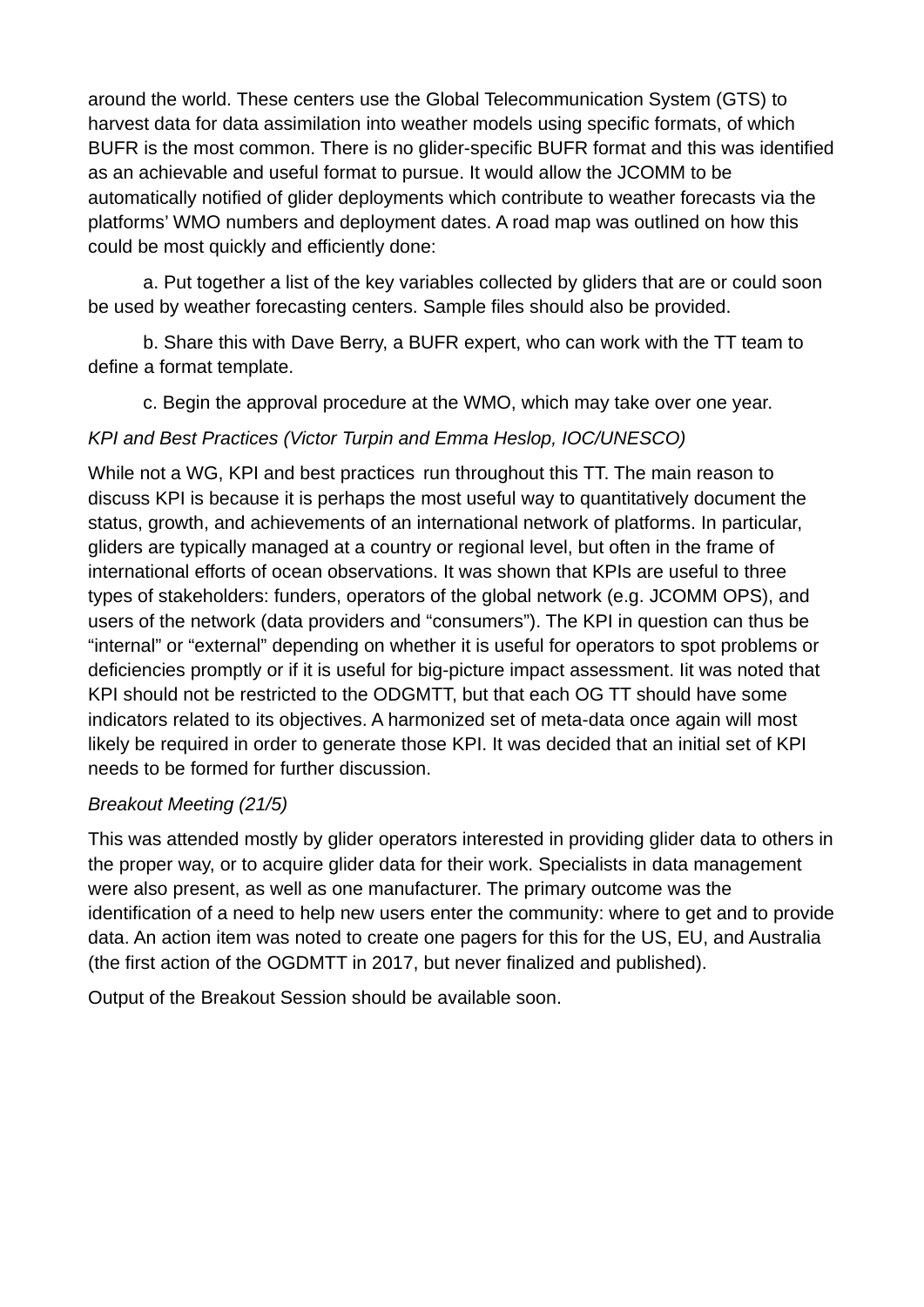around the world. These centers use the Global Telecommunication System (GTS) to harvest data for data assimilation into weather models using specific formats, of which BUFR is the most common. There is no glider-specific BUFR format and this was identified as an achievable and useful format to pursue. It would allow the JCOMM to be automatically notified of glider deployments which contribute to weather forecasts via the platforms' WMO numbers and deployment dates. A road map was outlined on how this could be most quickly and efficiently done:

a. Put together a list of the key variables collected by gliders that are or could soon be used by weather forecasting centers. Sample files should also be provided.

b. Share this with Dave Berry, a BUFR expert, who can work with the TT team to define a format template.

c. Begin the approval procedure at the WMO, which may take over one year.

*KPI and Best Practices (Victor Turpin and Emma Heslop, IOC/UNESCO)*

While not a WG, KPI and best practices run throughout this TT. The main reason to discuss KPI is because it is perhaps the most useful way to quantitatively document the status, growth, and achievements of an international network of platforms. In particular, gliders are typically managed at a country or regional level, but often in the frame of international efforts of ocean observations. It was shown that KPIs are useful to three types of stakeholders: funders, operators of the global network (e.g. JCOMM OPS), and users of the network (data providers and "consumers"). The KPI in question can thus be "internal" or "external" depending on whether it is useful for operators to spot problems or deficiencies promptly or if it is useful for big-picture impact assessment. Iit was noted that KPI should not be restricted to the ODGMTT, but that each OG TT should have some indicators related to its objectives. A harmonized set of meta-data once again will most likely be required in order to generate those KPI. It was decided that an initial set of KPI needs to be formed for further discussion.

*Breakout Meeting (21/5)*

This was attended mostly by glider operators interested in providing glider data to others in the proper way, or to acquire glider data for their work. Specialists in data management were also present, as well as one manufacturer. The primary outcome was the identification of a need to help new users enter the community: where to get and to provide data. An action item was noted to create one pagers for this for the US, EU, and Australia (the first action of the OGDMTT in 2017, but never finalized and published).

Output of the Breakout Session should be available soon.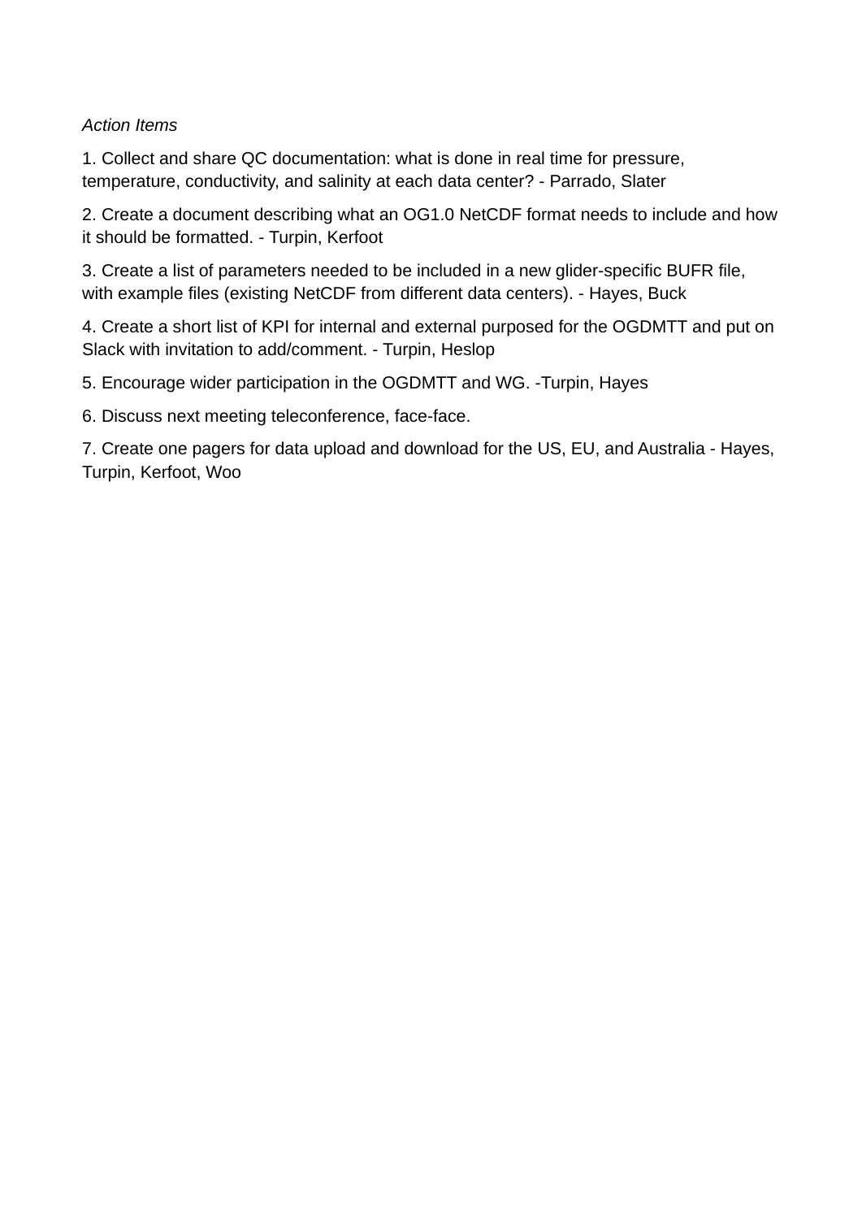*Action Items*

1. Collect and share QC documentation: what is done in real time for pressure, temperature, conductivity, and salinity at each data center? - Parrado, Slater

2. Create a document describing what an OG1.0 NetCDF format needs to include and how it should be formatted. - Turpin, Kerfoot

3. Create a list of parameters needed to be included in a new glider-specific BUFR file, with example files (existing NetCDF from different data centers). - Hayes, Buck

4. Create a short list of KPI for internal and external purposed for the OGDMTT and put on Slack with invitation to add/comment. - Turpin, Heslop

5. Encourage wider participation in the OGDMTT and WG. -Turpin, Hayes

6. Discuss next meeting teleconference, face-face.

7. Create one pagers for data upload and download for the US, EU, and Australia - Hayes, Turpin, Kerfoot, Woo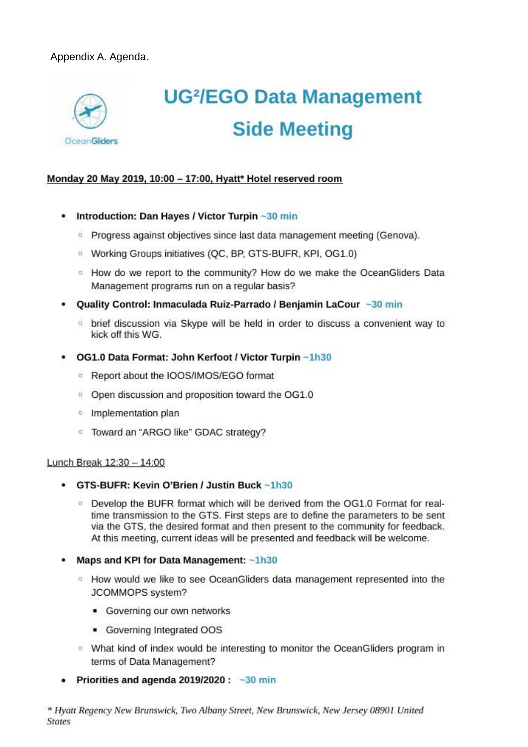Appendix A. Agenda.

OceanGliders

# UG²/EGO Data Management Side Meeting

**Monday 20 May 2019, 10:00 – 17:00, Hyatt* Hotel reserved room**

- **Introduction: Dan Hayes / Victor Turpin** ~30 min
  - Progress against objectives since last data management meeting (Genova).
  - Working Groups initiatives (QC, BP, GTS-BUFR, KPI, OG1.0)
  - How do we report to the community? How do we make the OceanGliders Data Management programs run on a regular basis?
- **Quality Control: Inmaculada Ruiz-Parrado / Benjamin LaCour** ~30 min
  - brief discussion via Skype will be held in order to discuss a convenient way to kick off this WG.
- **OG1.0 Data Format: John Kerfoot / Victor Turpin** ~1h30
  - Report about the IOOS/IMOS/EGO format
  - Open discussion and proposition toward the OG1.0
  - Implementation plan
  - Toward an "ARGO like" GDAC strategy?

Lunch Break 12:30 – 14:00

- **GTS-BUFR: Kevin O'Brien / Justin Buck** ~1h30
  - Develop the BUFR format which will be derived from the OG1.0 Format for real-time transmission to the GTS. First steps are to define the parameters to be sent via the GTS, the desired format and then present to the community for feedback. At this meeting, current ideas will be presented and feedback will be welcome.
- **Maps and KPI for Data Management:** ~1h30
  - How would we like to see OceanGliders data management represented into the JCOMMOPS system?
    - Governing our own networks
    - Governing Integrated OOS
  - What kind of index would be interesting to monitor the OceanGliders program in terms of Data Management?
- **Priorities and agenda 2019/2020 :** ~30 min

*\* Hyatt Regency New Brunswick, Two Albany Street, New Brunswick, New Jersey 08901 United States*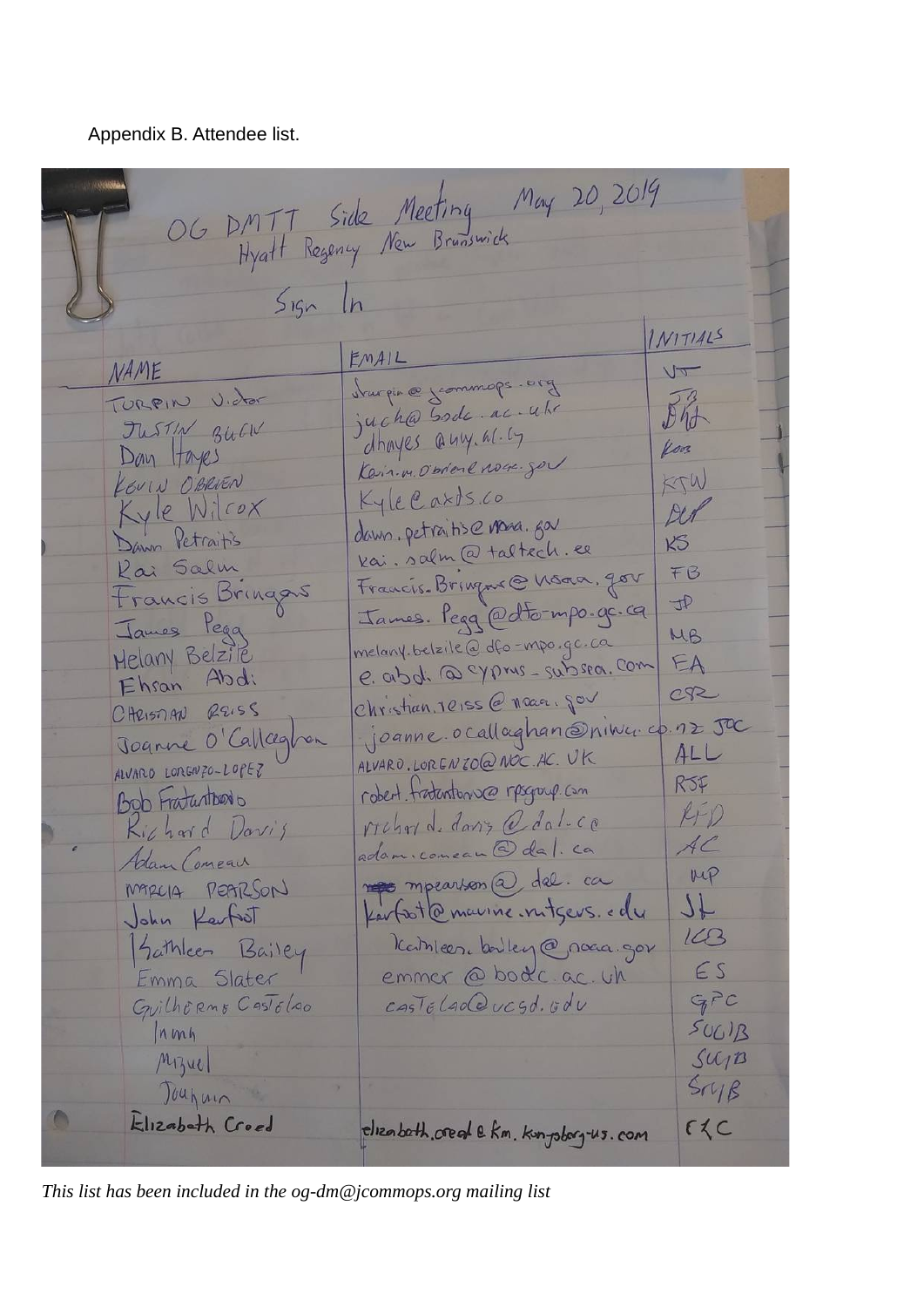Appendix B. Attendee list.

OG DMTT Side Meeting May 20, 2019
Hyatt Regency New Brunswick

Sign In

| NAME | EMAIL | INITIALS |
|---|---|---|
| TURPIN Victor | vturpin@jcommops.org | VT |
| JUSTIN BUCK | juck@bodc.ac.uk | JB |
| Dan Hayes | dhayes@ucy.ac.cy | DH |
| KEVIN OBRIEN | Kevin.m.Obrien@noaa.gov | KOB |
| Kyle Wilcox | Kyle@axds.co | KTW |
| Dawn Petraitis | dawn.petraitis@noaa.gov | DP |
| Kai Salm | kai.salm@taltech.ee | KS |
| Francis Bringas | Francis.Bringas@noaa.gov | FB |
| James Pegg | James.Pegg@dfo-mpo.gc.ca | JP |
| Melany Belzile | melany.belzile@dfo-mpo.gc.ca | MB |
| Ehsan Abdi | e.abdi@cyprus-subsea.com | EA |
| CHRISTIAN REISS | christian.reiss@noaa.gov | CR |
| Joanne O'Callaghan | joanne.ocallaghan@niwa.co.nz | JOC |
| ALVARO LORENZO-LOPEZ | ALVARO.LORENZO@NOC.AC.UK | ALL |
| Bob Fratantonio | robert.fratantonio@rpsgroup.com | RJF |
| Richard Davis | richard.davis@dal.ca | RFD |
| Adam Comeau | adam.comeau@dal.ca | AC |
| MARCIA PEARSON | mpearson@dal.ca | MP |
| John Kerfoot | kerfoot@marine.rutgers.edu | JK |
| Kathleen Bailey | kathleen.bailey@noaa.gov | KB |
| Emma Slater | emmer@bodc.ac.uk | ES |
| Guilherme Castelao | castelao@ucsd.edu | GPC |
| Inmh | | SOCIB |
| Miguel | | SOCIB |
| Joaquin | | SOCIB |
| Elizabeth Creed | elizabeth.creed@km.kongsberg-us.com | ELC |

*This list has been included in the og-dm@jcommops.org mailing list*